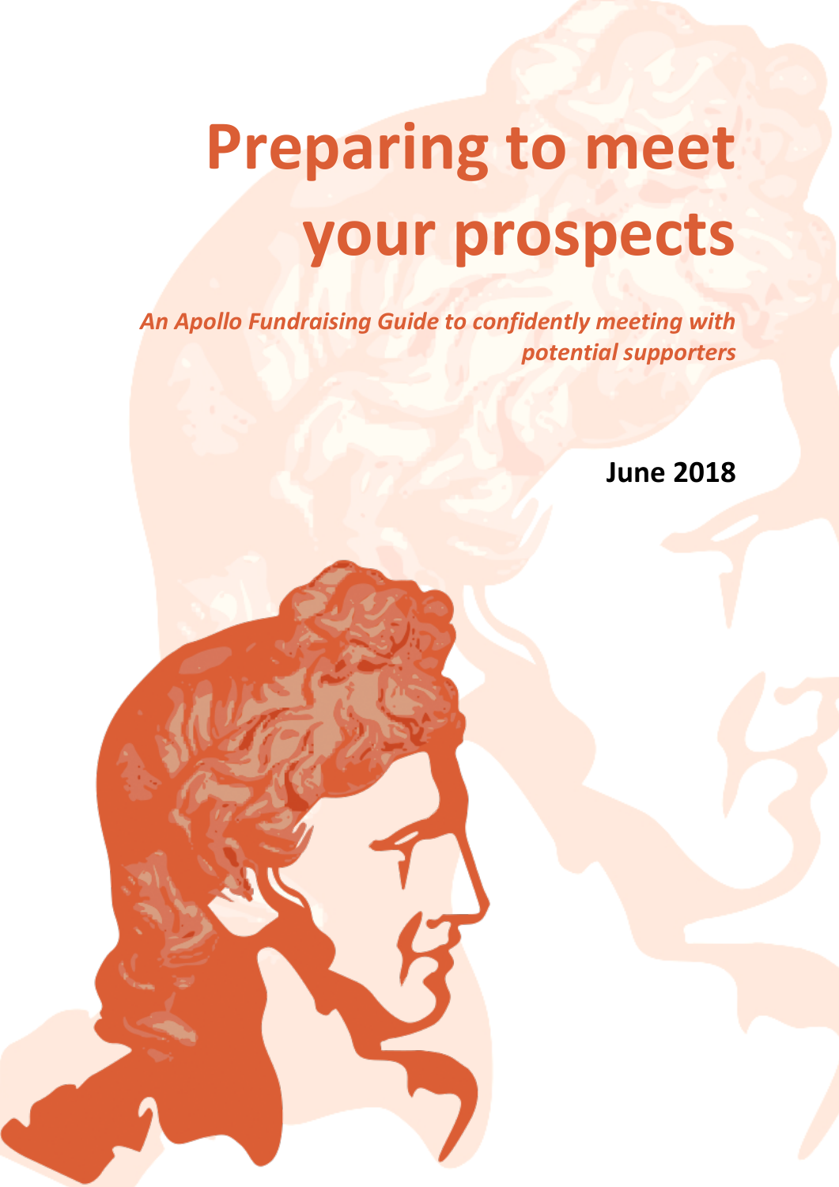# Preparing to meet your prospects

***An Apollo Fundraising Guide to confidently meeting with potential supporters***

**June 2018**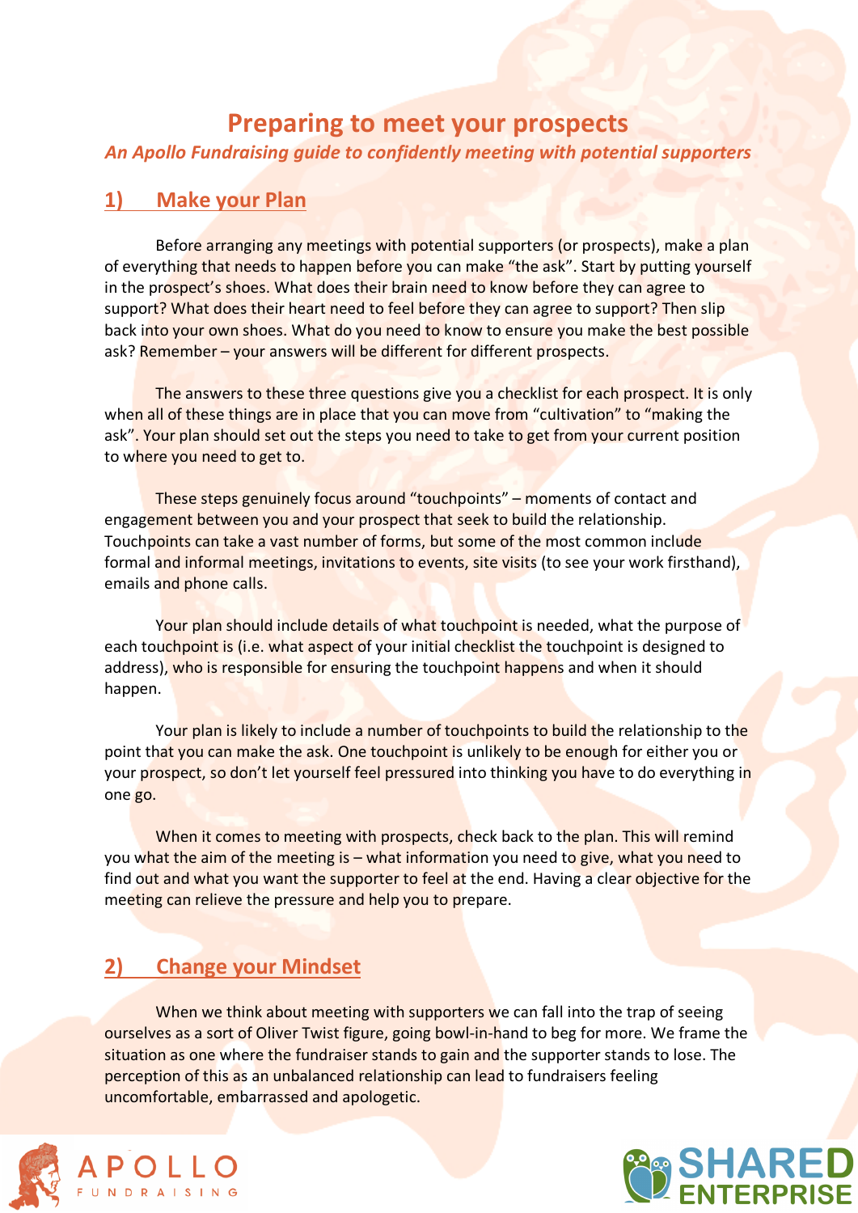# Preparing to meet your prospects

*An Apollo Fundraising guide to confidently meeting with potential supporters*

## 1) Make your Plan

Before arranging any meetings with potential supporters (or prospects), make a plan of everything that needs to happen before you can make "the ask". Start by putting yourself in the prospect's shoes. What does their brain need to know before they can agree to support? What does their heart need to feel before they can agree to support? Then slip back into your own shoes. What do you need to know to ensure you make the best possible ask? Remember – your answers will be different for different prospects.

The answers to these three questions give you a checklist for each prospect. It is only when all of these things are in place that you can move from "cultivation" to "making the ask". Your plan should set out the steps you need to take to get from your current position to where you need to get to.

These steps genuinely focus around "touchpoints" – moments of contact and engagement between you and your prospect that seek to build the relationship. Touchpoints can take a vast number of forms, but some of the most common include formal and informal meetings, invitations to events, site visits (to see your work firsthand), emails and phone calls.

Your plan should include details of what touchpoint is needed, what the purpose of each touchpoint is (i.e. what aspect of your initial checklist the touchpoint is designed to address), who is responsible for ensuring the touchpoint happens and when it should happen.

Your plan is likely to include a number of touchpoints to build the relationship to the point that you can make the ask. One touchpoint is unlikely to be enough for either you or your prospect, so don't let yourself feel pressured into thinking you have to do everything in one go.

When it comes to meeting with prospects, check back to the plan. This will remind you what the aim of the meeting is – what information you need to give, what you need to find out and what you want the supporter to feel at the end. Having a clear objective for the meeting can relieve the pressure and help you to prepare.

## 2) Change your Mindset

When we think about meeting with supporters we can fall into the trap of seeing ourselves as a sort of Oliver Twist figure, going bowl-in-hand to beg for more. We frame the situation as one where the fundraiser stands to gain and the supporter stands to lose. The perception of this as an unbalanced relationship can lead to fundraisers feeling uncomfortable, embarrassed and apologetic.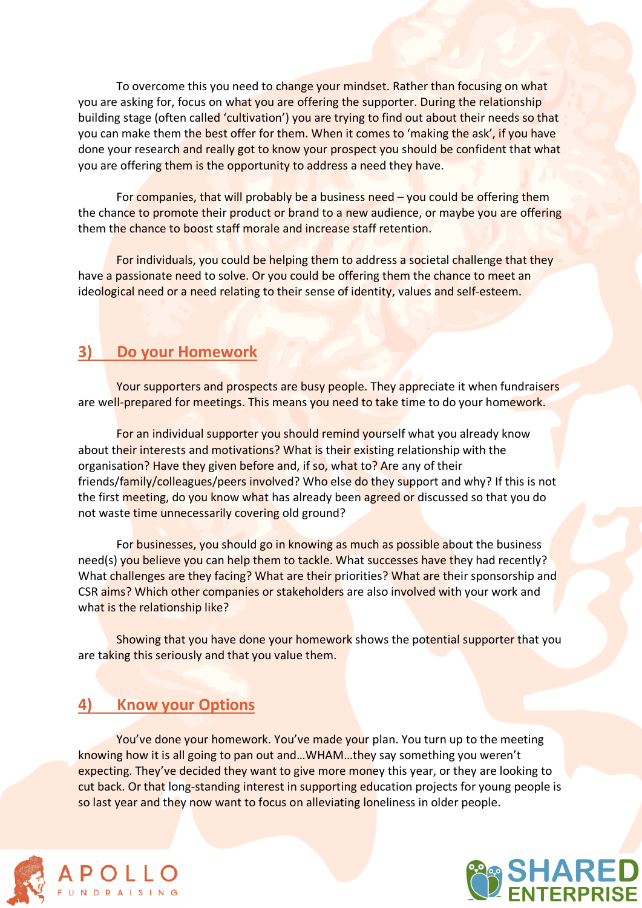To overcome this you need to change your mindset. Rather than focusing on what you are asking for, focus on what you are offering the supporter. During the relationship building stage (often called 'cultivation') you are trying to find out about their needs so that you can make them the best offer for them. When it comes to 'making the ask', if you have done your research and really got to know your prospect you should be confident that what you are offering them is the opportunity to address a need they have.

For companies, that will probably be a business need – you could be offering them the chance to promote their product or brand to a new audience, or maybe you are offering them the chance to boost staff morale and increase staff retention.

For individuals, you could be helping them to address a societal challenge that they have a passionate need to solve. Or you could be offering them the chance to meet an ideological need or a need relating to their sense of identity, values and self-esteem.

## 3) Do your Homework

Your supporters and prospects are busy people. They appreciate it when fundraisers are well-prepared for meetings. This means you need to take time to do your homework.

For an individual supporter you should remind yourself what you already know about their interests and motivations? What is their existing relationship with the organisation? Have they given before and, if so, what to? Are any of their friends/family/colleagues/peers involved? Who else do they support and why? If this is not the first meeting, do you know what has already been agreed or discussed so that you do not waste time unnecessarily covering old ground?

For businesses, you should go in knowing as much as possible about the business need(s) you believe you can help them to tackle. What successes have they had recently? What challenges are they facing? What are their priorities? What are their sponsorship and CSR aims? Which other companies or stakeholders are also involved with your work and what is the relationship like?

Showing that you have done your homework shows the potential supporter that you are taking this seriously and that you value them.

## 4) Know your Options

You've done your homework. You've made your plan. You turn up to the meeting knowing how it is all going to pan out and…WHAM…they say something you weren't expecting. They've decided they want to give more money this year, or they are looking to cut back. Or that long-standing interest in supporting education projects for young people is so last year and they now want to focus on alleviating loneliness in older people.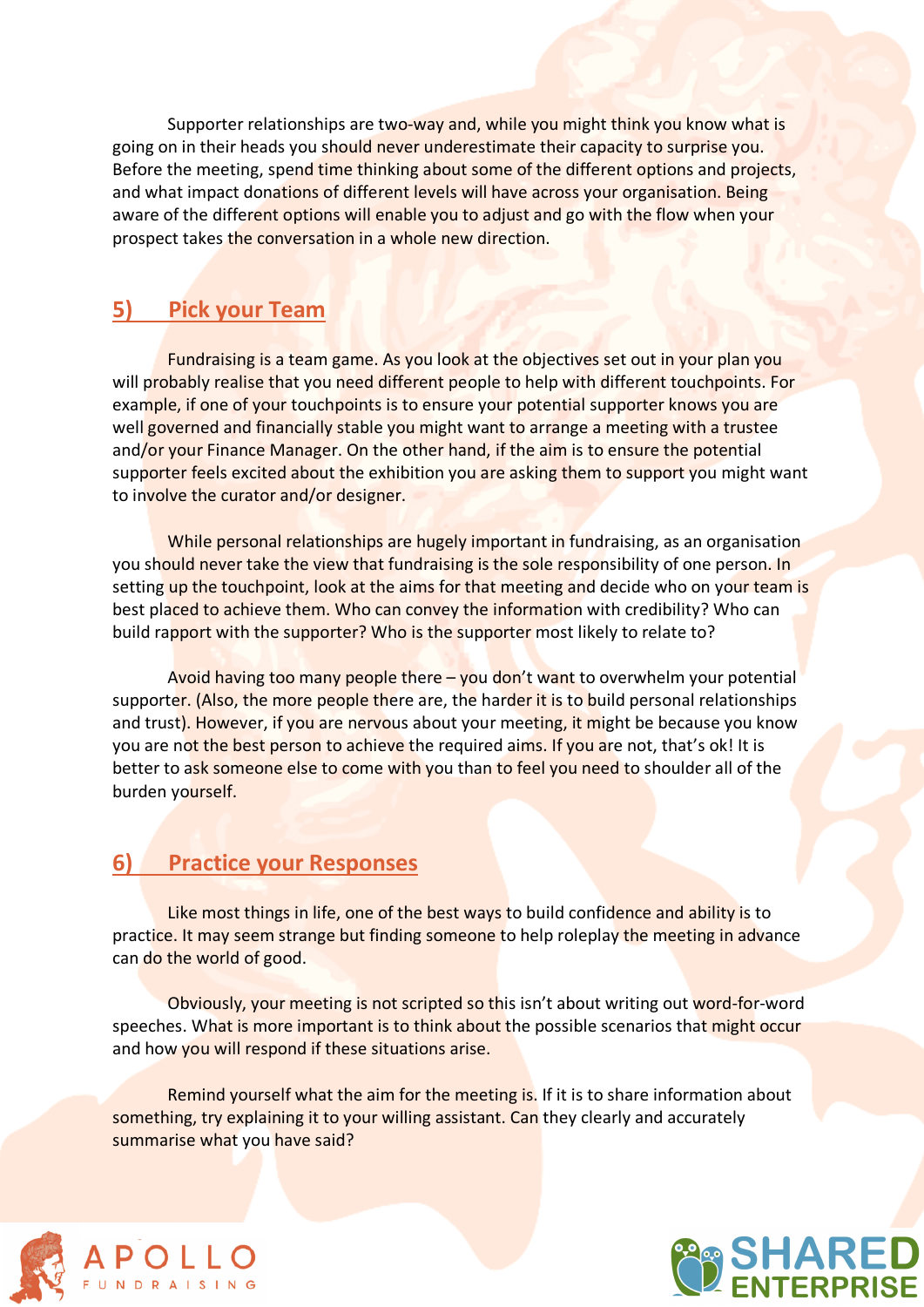Supporter relationships are two-way and, while you might think you know what is going on in their heads you should never underestimate their capacity to surprise you. Before the meeting, spend time thinking about some of the different options and projects, and what impact donations of different levels will have across your organisation. Being aware of the different options will enable you to adjust and go with the flow when your prospect takes the conversation in a whole new direction.

## 5) Pick your Team

Fundraising is a team game. As you look at the objectives set out in your plan you will probably realise that you need different people to help with different touchpoints. For example, if one of your touchpoints is to ensure your potential supporter knows you are well governed and financially stable you might want to arrange a meeting with a trustee and/or your Finance Manager. On the other hand, if the aim is to ensure the potential supporter feels excited about the exhibition you are asking them to support you might want to involve the curator and/or designer.

While personal relationships are hugely important in fundraising, as an organisation you should never take the view that fundraising is the sole responsibility of one person. In setting up the touchpoint, look at the aims for that meeting and decide who on your team is best placed to achieve them. Who can convey the information with credibility? Who can build rapport with the supporter? Who is the supporter most likely to relate to?

Avoid having too many people there – you don't want to overwhelm your potential supporter. (Also, the more people there are, the harder it is to build personal relationships and trust). However, if you are nervous about your meeting, it might be because you know you are not the best person to achieve the required aims. If you are not, that's ok! It is better to ask someone else to come with you than to feel you need to shoulder all of the burden yourself.

## 6) Practice your Responses

Like most things in life, one of the best ways to build confidence and ability is to practice. It may seem strange but finding someone to help roleplay the meeting in advance can do the world of good.

Obviously, your meeting is not scripted so this isn't about writing out word-for-word speeches. What is more important is to think about the possible scenarios that might occur and how you will respond if these situations arise.

Remind yourself what the aim for the meeting is. If it is to share information about something, try explaining it to your willing assistant. Can they clearly and accurately summarise what you have said?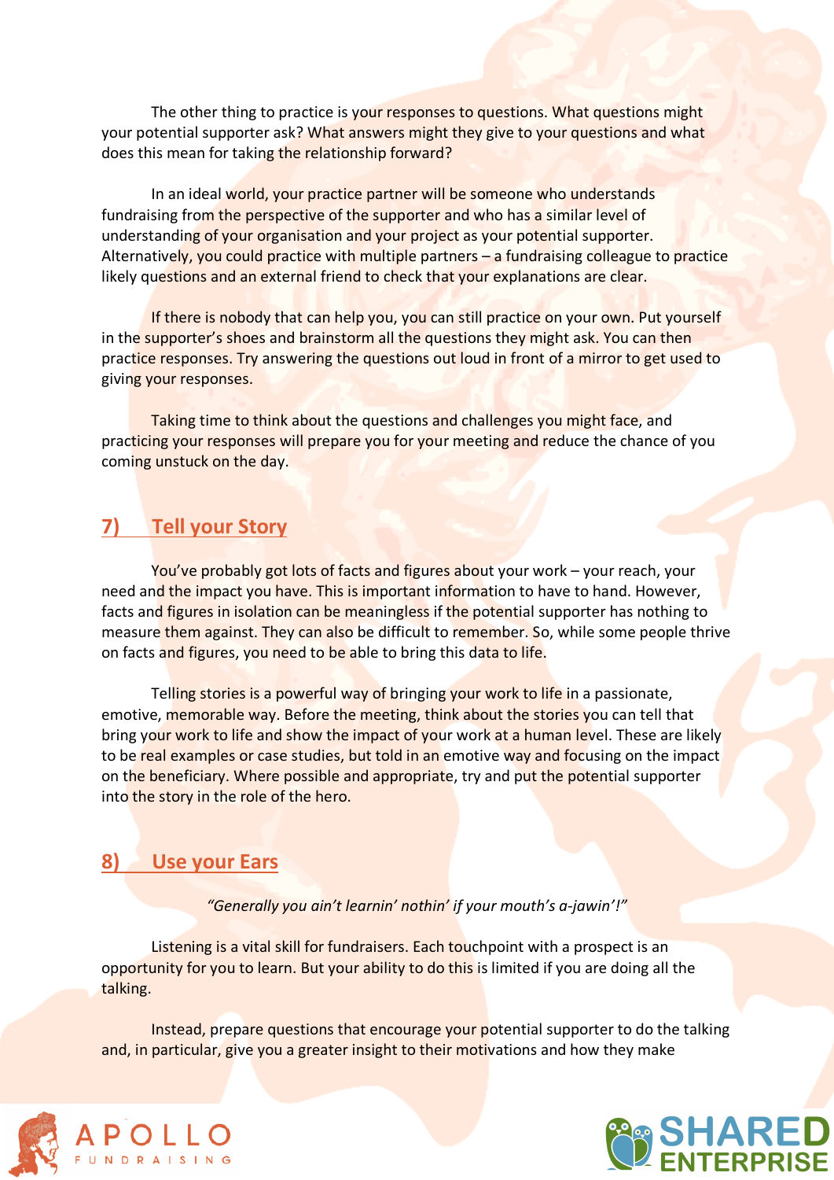The other thing to practice is your responses to questions. What questions might your potential supporter ask? What answers might they give to your questions and what does this mean for taking the relationship forward?

In an ideal world, your practice partner will be someone who understands fundraising from the perspective of the supporter and who has a similar level of understanding of your organisation and your project as your potential supporter. Alternatively, you could practice with multiple partners – a fundraising colleague to practice likely questions and an external friend to check that your explanations are clear.

If there is nobody that can help you, you can still practice on your own. Put yourself in the supporter's shoes and brainstorm all the questions they might ask. You can then practice responses. Try answering the questions out loud in front of a mirror to get used to giving your responses.

Taking time to think about the questions and challenges you might face, and practicing your responses will prepare you for your meeting and reduce the chance of you coming unstuck on the day.

## 7) Tell your Story

You've probably got lots of facts and figures about your work – your reach, your need and the impact you have. This is important information to have to hand. However, facts and figures in isolation can be meaningless if the potential supporter has nothing to measure them against. They can also be difficult to remember. So, while some people thrive on facts and figures, you need to be able to bring this data to life.

Telling stories is a powerful way of bringing your work to life in a passionate, emotive, memorable way. Before the meeting, think about the stories you can tell that bring your work to life and show the impact of your work at a human level. These are likely to be real examples or case studies, but told in an emotive way and focusing on the impact on the beneficiary. Where possible and appropriate, try and put the potential supporter into the story in the role of the hero.

## 8) Use your Ears

*"Generally you ain't learnin' nothin' if your mouth's a-jawin'!"*

Listening is a vital skill for fundraisers. Each touchpoint with a prospect is an opportunity for you to learn. But your ability to do this is limited if you are doing all the talking.

Instead, prepare questions that encourage your potential supporter to do the talking and, in particular, give you a greater insight to their motivations and how they make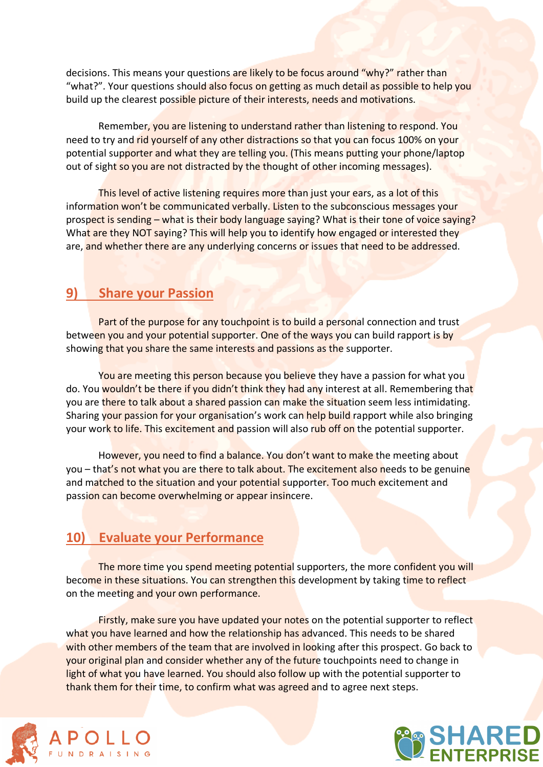decisions. This means your questions are likely to be focus around "why?" rather than "what?". Your questions should also focus on getting as much detail as possible to help you build up the clearest possible picture of their interests, needs and motivations.

Remember, you are listening to understand rather than listening to respond. You need to try and rid yourself of any other distractions so that you can focus 100% on your potential supporter and what they are telling you. (This means putting your phone/laptop out of sight so you are not distracted by the thought of other incoming messages).

This level of active listening requires more than just your ears, as a lot of this information won't be communicated verbally. Listen to the subconscious messages your prospect is sending – what is their body language saying? What is their tone of voice saying? What are they NOT saying? This will help you to identify how engaged or interested they are, and whether there are any underlying concerns or issues that need to be addressed.

## 9) Share your Passion

Part of the purpose for any touchpoint is to build a personal connection and trust between you and your potential supporter. One of the ways you can build rapport is by showing that you share the same interests and passions as the supporter.

You are meeting this person because you believe they have a passion for what you do. You wouldn't be there if you didn't think they had any interest at all. Remembering that you are there to talk about a shared passion can make the situation seem less intimidating. Sharing your passion for your organisation's work can help build rapport while also bringing your work to life. This excitement and passion will also rub off on the potential supporter.

However, you need to find a balance. You don't want to make the meeting about you – that's not what you are there to talk about. The excitement also needs to be genuine and matched to the situation and your potential supporter. Too much excitement and passion can become overwhelming or appear insincere.

## 10) Evaluate your Performance

The more time you spend meeting potential supporters, the more confident you will become in these situations. You can strengthen this development by taking time to reflect on the meeting and your own performance.

Firstly, make sure you have updated your notes on the potential supporter to reflect what you have learned and how the relationship has advanced. This needs to be shared with other members of the team that are involved in looking after this prospect. Go back to your original plan and consider whether any of the future touchpoints need to change in light of what you have learned. You should also follow up with the potential supporter to thank them for their time, to confirm what was agreed and to agree next steps.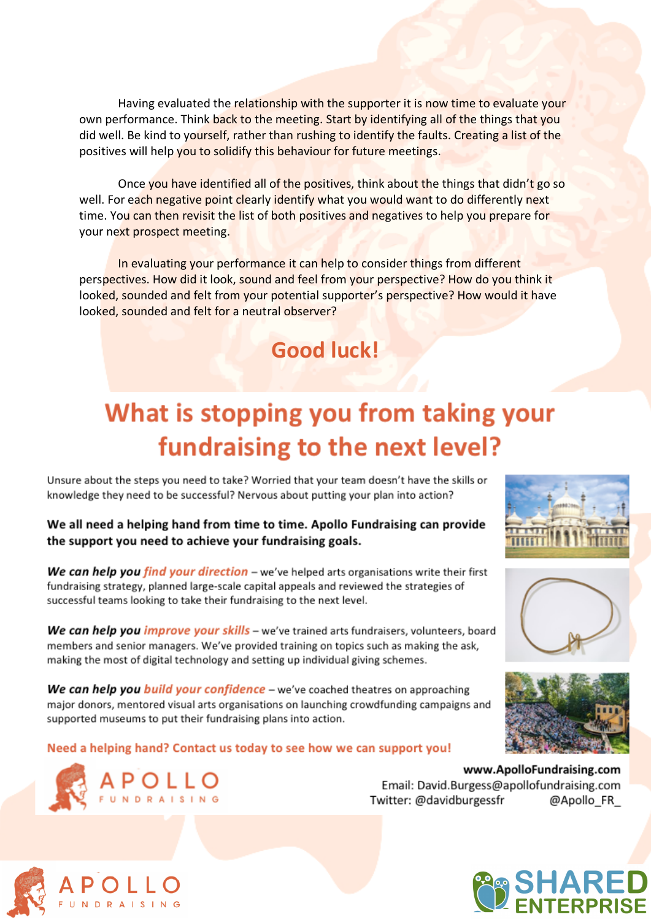Having evaluated the relationship with the supporter it is now time to evaluate your own performance. Think back to the meeting. Start by identifying all of the things that you did well. Be kind to yourself, rather than rushing to identify the faults. Creating a list of the positives will help you to solidify this behaviour for future meetings.

Once you have identified all of the positives, think about the things that didn't go so well. For each negative point clearly identify what you would want to do differently next time. You can then revisit the list of both positives and negatives to help you prepare for your next prospect meeting.

In evaluating your performance it can help to consider things from different perspectives. How did it look, sound and feel from your perspective? How do you think it looked, sounded and felt from your potential supporter's perspective? How would it have looked, sounded and felt for a neutral observer?

**Good luck!**

## What is stopping you from taking your fundraising to the next level?

Unsure about the steps you need to take? Worried that your team doesn't have the skills or knowledge they need to be successful? Nervous about putting your plan into action?

**We all need a helping hand from time to time. Apollo Fundraising can provide the support you need to achieve your fundraising goals.**

***We can help you find your direction*** – we've helped arts organisations write their first fundraising strategy, planned large-scale capital appeals and reviewed the strategies of successful teams looking to take their fundraising to the next level.

***We can help you improve your skills*** – we've trained arts fundraisers, volunteers, board members and senior managers. We've provided training on topics such as making the ask, making the most of digital technology and setting up individual giving schemes.

***We can help you build your confidence*** – we've coached theatres on approaching major donors, mentored visual arts organisations on launching crowdfunding campaigns and supported museums to put their fundraising plans into action.

**Need a helping hand? Contact us today to see how we can support you!**

APOLLO FUNDRAISING

**www.ApolloFundraising.com**
Email: David.Burgess@apollofundraising.com
Twitter: @davidburgessfr @Apollo_FR_